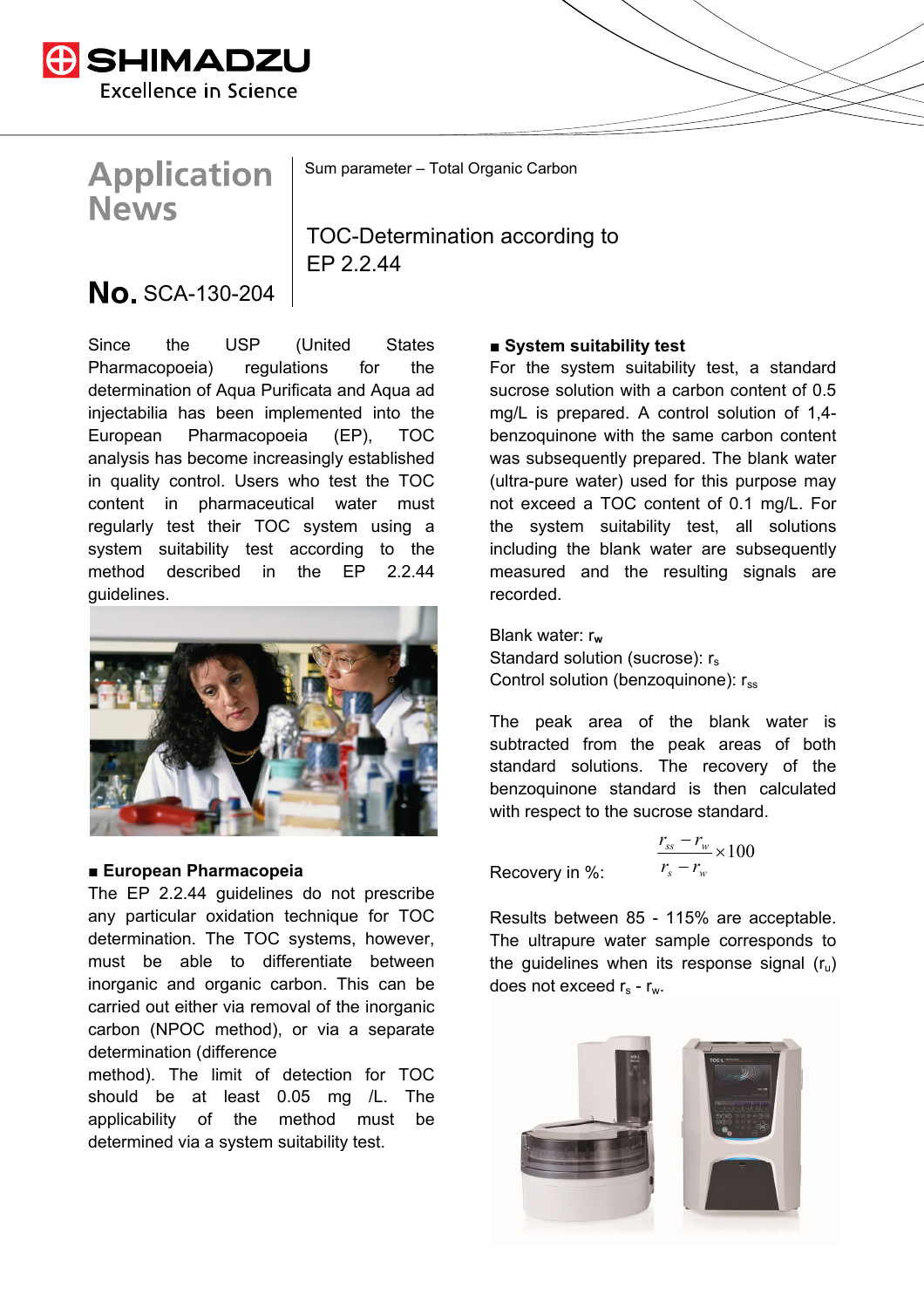# Application News

Sum parameter – Total Organic Carbon

## TOC-Determination according to EP 2.2.44

**No.** SCA-130-204

Since the USP (United States Pharmacopoeia) regulations for the determination of Aqua Purificata and Aqua ad injectabilia has been implemented into the European Pharmacopoeia (EP), TOC analysis has become increasingly established in quality control. Users who test the TOC content in pharmaceutical water must regularly test their TOC system using a system suitability test according to the method described in the EP 2.2.44 guidelines.

### ■ European Pharmacopeia

The EP 2.2.44 guidelines do not prescribe any particular oxidation technique for TOC determination. The TOC systems, however, must be able to differentiate between inorganic and organic carbon. This can be carried out either via removal of the inorganic carbon (NPOC method), or via a separate determination (difference method). The limit of detection for TOC should be at least 0.05 mg /L. The applicability of the method must be determined via a system suitability test.

### ■ System suitability test

For the system suitability test, a standard sucrose solution with a carbon content of 0.5 mg/L is prepared. A control solution of 1,4-benzoquinone with the same carbon content was subsequently prepared. The blank water (ultra-pure water) used for this purpose may not exceed a TOC content of 0.1 mg/L. For the system suitability test, all solutions including the blank water are subsequently measured and the resulting signals are recorded.

Blank water: $r_w$
Standard solution (sucrose): $r_s$
Control solution (benzoquinone): $r_{ss}$

The peak area of the blank water is subtracted from the peak areas of both standard solutions. The recovery of the benzoquinone standard is then calculated with respect to the sucrose standard.

Recovery in %: $$\frac{r_{ss} - r_w}{r_s - r_w} \times 100$$

Results between 85 - 115% are acceptable. The ultrapure water sample corresponds to the guidelines when its response signal ($r_u$) does not exceed $r_s$ - $r_w$.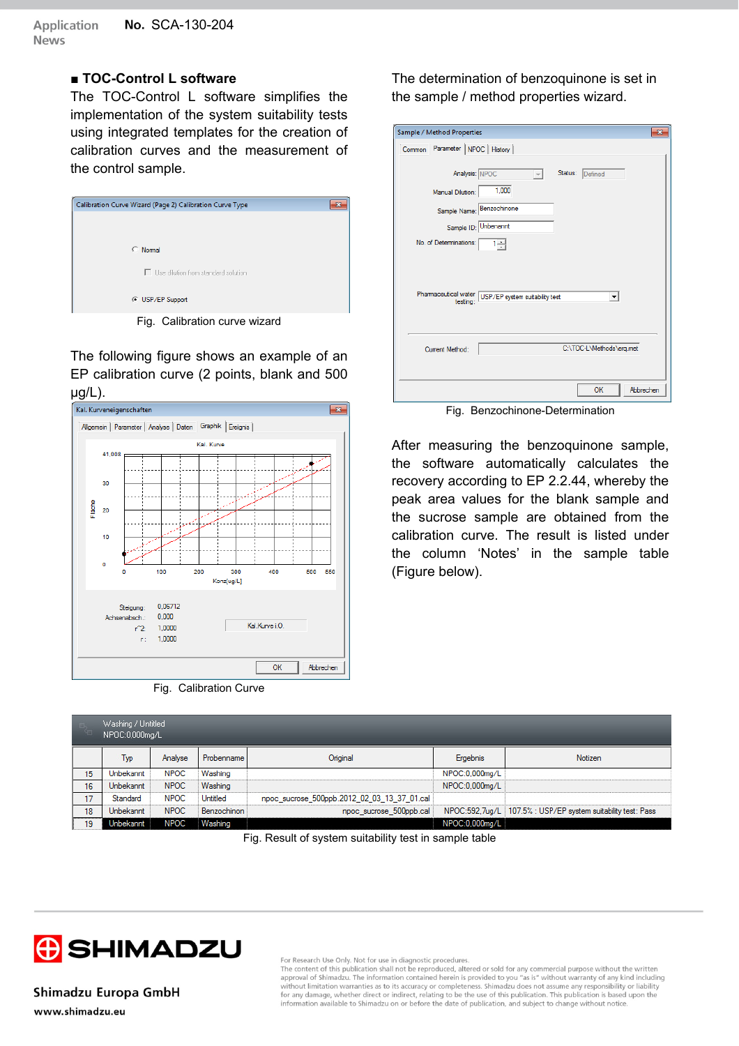## ■ TOC-Control L software

The TOC-Control L software simplifies the implementation of the system suitability tests using integrated templates for the creation of calibration curves and the measurement of the control sample.

Fig. Calibration curve wizard

The following figure shows an example of an EP calibration curve (2 points, blank and 500 µg/L).

Fig. Calibration Curve

The determination of benzoquinone is set in the sample / method properties wizard.

Fig. Benzochinone-Determination

After measuring the benzoquinone sample, the software automatically calculates the recovery according to EP 2.2.44, whereby the peak area values for the blank sample and the sucrose sample are obtained from the calibration curve. The result is listed under the column 'Notes' in the sample table (Figure below).

Washing / Untitled
NPOC:0.000mg/L

| | Typ | Analyse | Probenname | Original | Ergebnis | Notizen |
|---|---|---|---|---|---|---|
| 15 | Unbekannt | NPOC | Washing | | NPOC:0,000mg/L | |
| 16 | Unbekannt | NPOC | Washing | | NPOC:0,000mg/L | |
| 17 | Standard | NPOC | Untitled | npoc_sucrose_500ppb.2012_02_03_13_37_01.cal | | |
| 18 | Unbekannt | NPOC | Benzochinon | npoc_sucrose_500ppb.cal | NPOC:592,7ug/L | 107.5% : USP/EP system suitability test: Pass |
| 19 | Unbekannt | NPOC | Washing | | NPOC:0,000mg/L | |

Fig. Result of system suitability test in sample table

**Shimadzu Europa GmbH**
www.shimadzu.eu

For Research Use Only. Not for use in diagnostic procedures.
The content of this publication shall not be reproduced, altered or sold for any commercial purpose without the written approval of Shimadzu. The information contained herein is provided to you "as is" without warranty of any kind including without limitation warranties as to its accuracy or completeness. Shimadzu does not assume any responsibility or liability for any damage, whether direct or indirect, relating to be the use of this publication. This publication is based upon the information available to Shimadzu on or before the date of publication, and subject to change without notice.